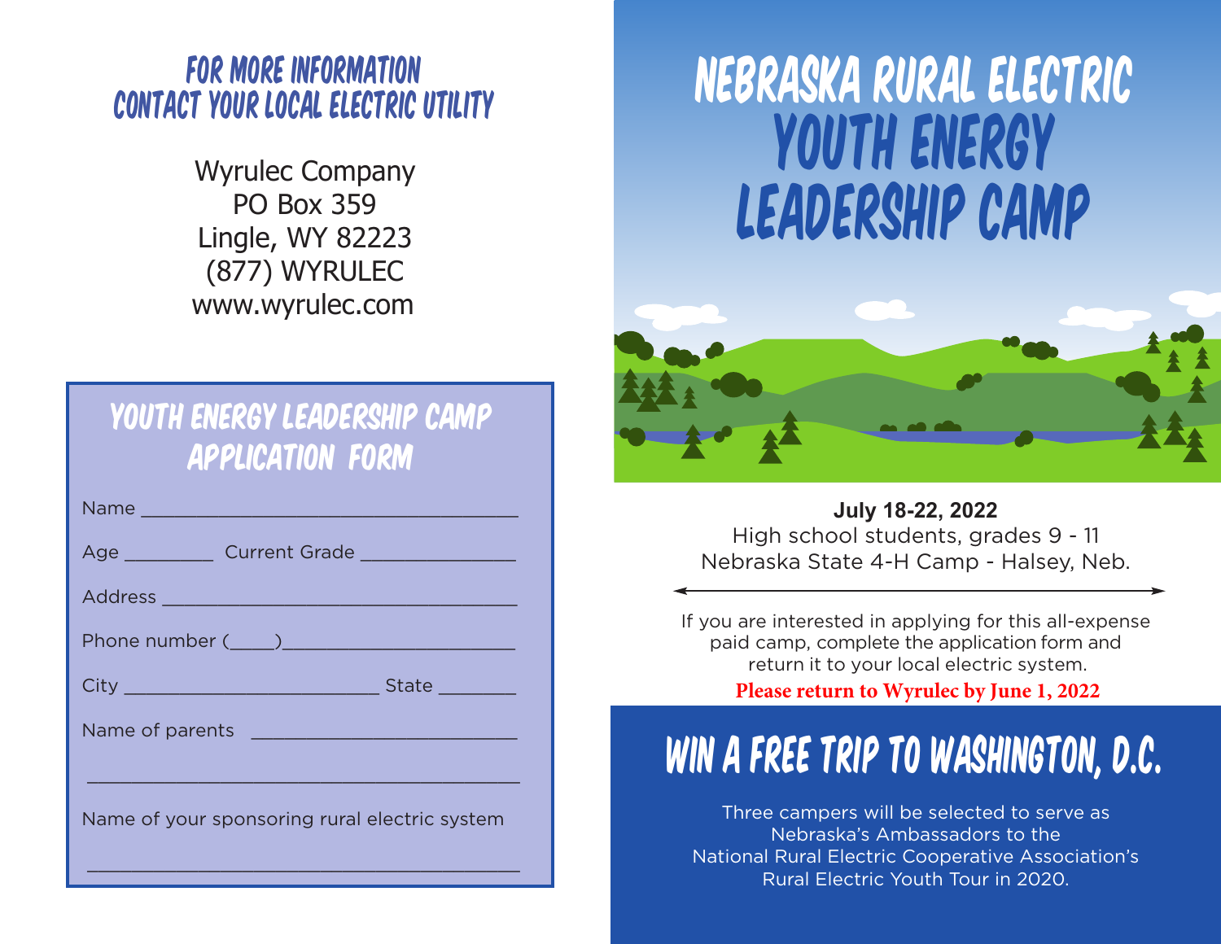## FOR MORE INFORMATION CONTACT YOUR LOCAL ELECTRIC UTILITY

Wyrulec Company
PO Box 359
Lingle, WY 82223
(877) WYRULEC
www.wyrulec.com

## YOUTH ENERGY LEADERSHIP CAMP APPLICATION FORM

Name ___________________________________

Age ________ Current Grade ______________

Address ________________________________

Phone number (____)______________________

City _______________________ State _______

Name of parents _________________________

________________________________________

Name of your sponsoring rural electric system

________________________________________

# NEBRASKA RURAL ELECTRIC YOUTH ENERGY LEADERSHIP CAMP

**July 18-22, 2022**
High school students, grades 9 - 11
Nebraska State 4-H Camp - Halsey, Neb.

If you are interested in applying for this all-expense paid camp, complete the application form and return it to your local electric system.

**Please return to Wyrulec by June 1, 2022**

## WIN A FREE TRIP TO WASHINGTON, D.C.

Three campers will be selected to serve as Nebraska's Ambassadors to the National Rural Electric Cooperative Association's Rural Electric Youth Tour in 2020.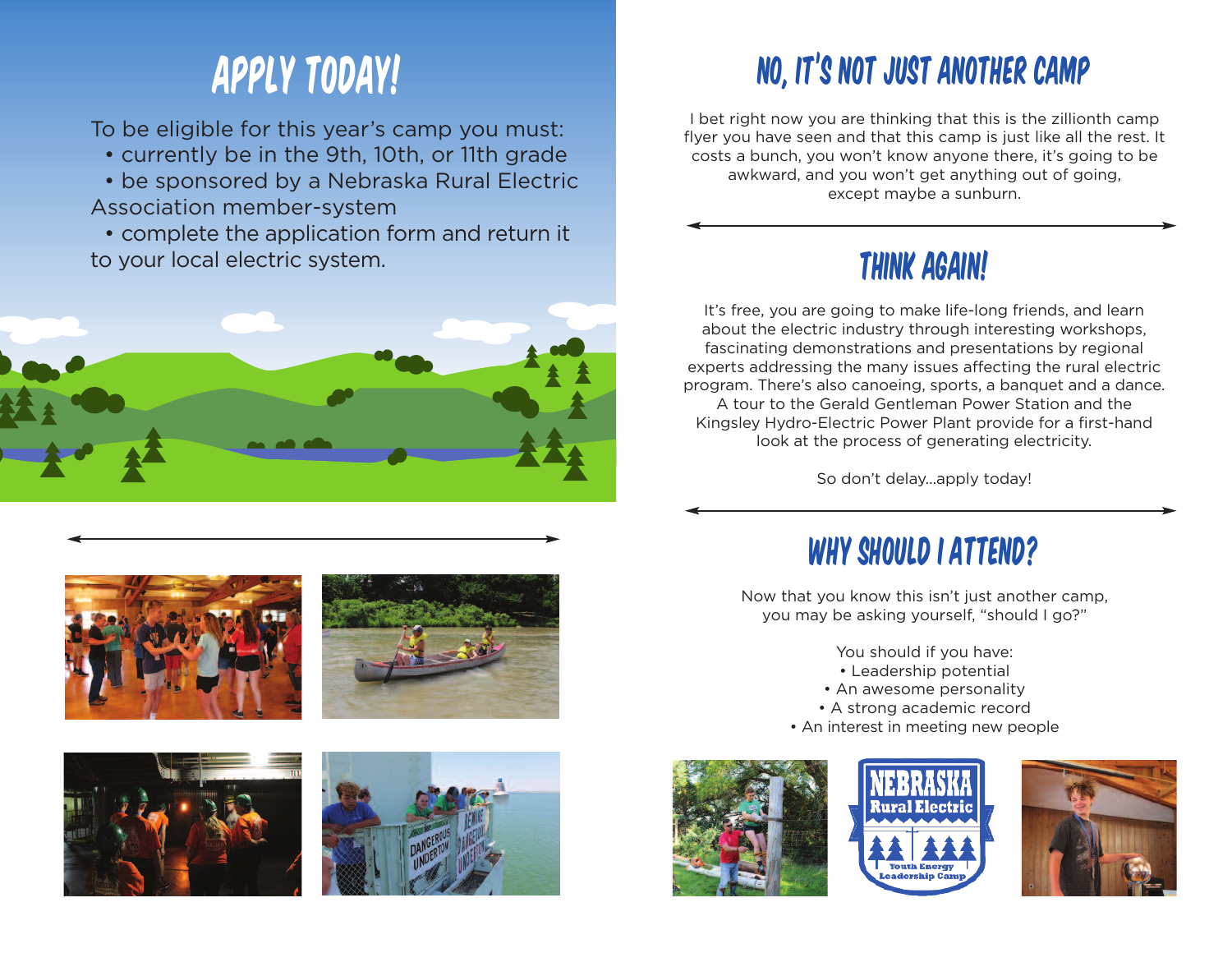# APPLY TODAY!

To be eligible for this year's camp you must:

- currently be in the 9th, 10th, or 11th grade
- be sponsored by a Nebraska Rural Electric Association member-system
- complete the application form and return it to your local electric system.

# NO, IT'S NOT JUST ANOTHER CAMP

I bet right now you are thinking that this is the zillionth camp flyer you have seen and that this camp is just like all the rest. It costs a bunch, you won't know anyone there, it's going to be awkward, and you won't get anything out of going, except maybe a sunburn.

# THINK AGAIN!

It's free, you are going to make life-long friends, and learn about the electric industry through interesting workshops, fascinating demonstrations and presentations by regional experts addressing the many issues affecting the rural electric program. There's also canoeing, sports, a banquet and a dance. A tour to the Gerald Gentleman Power Station and the Kingsley Hydro-Electric Power Plant provide for a first-hand look at the process of generating electricity.

So don't delay...apply today!

# WHY SHOULD I ATTEND?

Now that you know this isn't just another camp, you may be asking yourself, "should I go?"

You should if you have:

- Leadership potential
- An awesome personality
- A strong academic record
- An interest in meeting new people